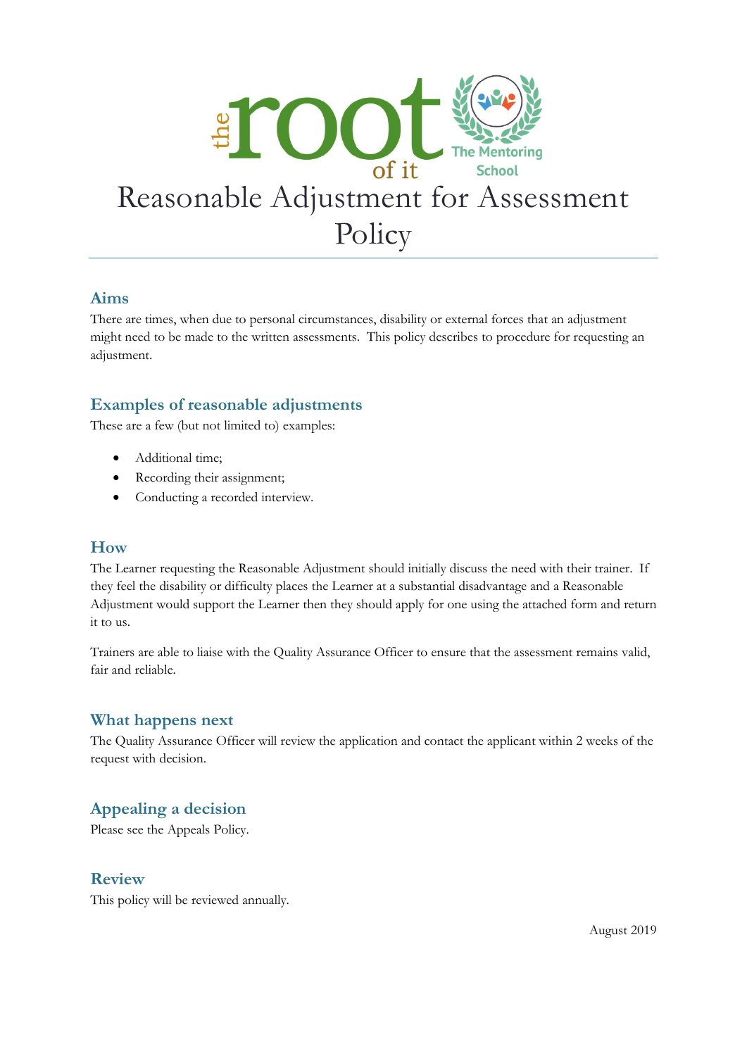# Reasonable Adjustment for Assessment Policy

## Aims

There are times, when due to personal circumstances, disability or external forces that an adjustment might need to be made to the written assessments. This policy describes to procedure for requesting an adjustment.

## Examples of reasonable adjustments

These are a few (but not limited to) examples:

- Additional time;
- Recording their assignment;
- Conducting a recorded interview.

## How

The Learner requesting the Reasonable Adjustment should initially discuss the need with their trainer. If they feel the disability or difficulty places the Learner at a substantial disadvantage and a Reasonable Adjustment would support the Learner then they should apply for one using the attached form and return it to us.

Trainers are able to liaise with the Quality Assurance Officer to ensure that the assessment remains valid, fair and reliable.

## What happens next

The Quality Assurance Officer will review the application and contact the applicant within 2 weeks of the request with decision.

## Appealing a decision

Please see the Appeals Policy.

## Review

This policy will be reviewed annually.

August 2019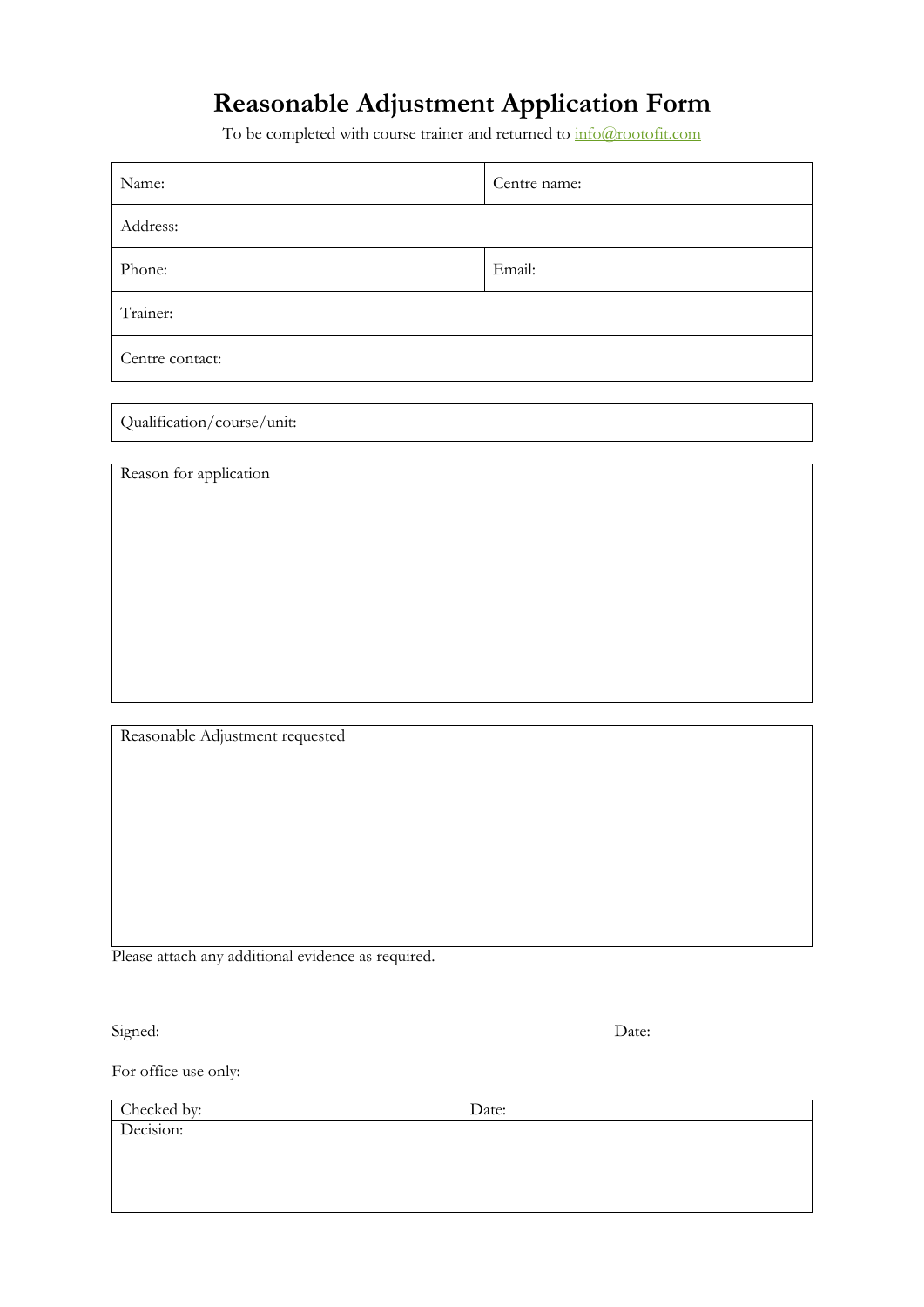# Reasonable Adjustment Application Form

To be completed with course trainer and returned to info@rootofit.com

| | |
|---|---|
| Name: | Centre name: |
| Address: | |
| Phone: | Email: |
| Trainer: | |
| Centre contact: | |

| |
|---|
| Qualification/course/unit: |

| |
|---|
| Reason for application |

| |
|---|
| Reasonable Adjustment requested |

Please attach any additional evidence as required.

Signed: Date:

For office use only:

| | |
|---|---|
| Checked by: | Date: |
| Decision: | |